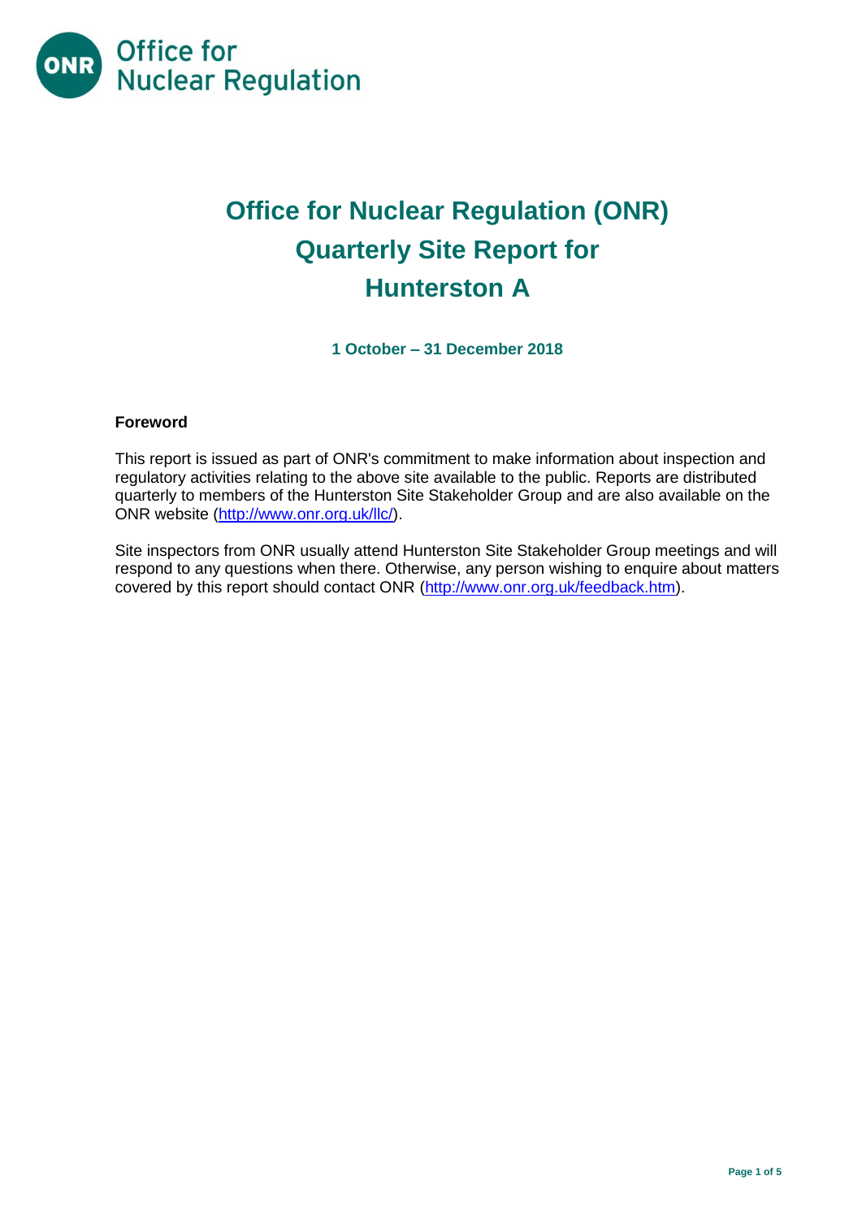Office for Nuclear Regulation

# Office for Nuclear Regulation (ONR) Quarterly Site Report for Hunterston A

**1 October – 31 December 2018**

**Foreword**

This report is issued as part of ONR's commitment to make information about inspection and regulatory activities relating to the above site available to the public. Reports are distributed quarterly to members of the Hunterston Site Stakeholder Group and are also available on the ONR website (http://www.onr.org.uk/llc/).

Site inspectors from ONR usually attend Hunterston Site Stakeholder Group meetings and will respond to any questions when there. Otherwise, any person wishing to enquire about matters covered by this report should contact ONR (http://www.onr.org.uk/feedback.htm).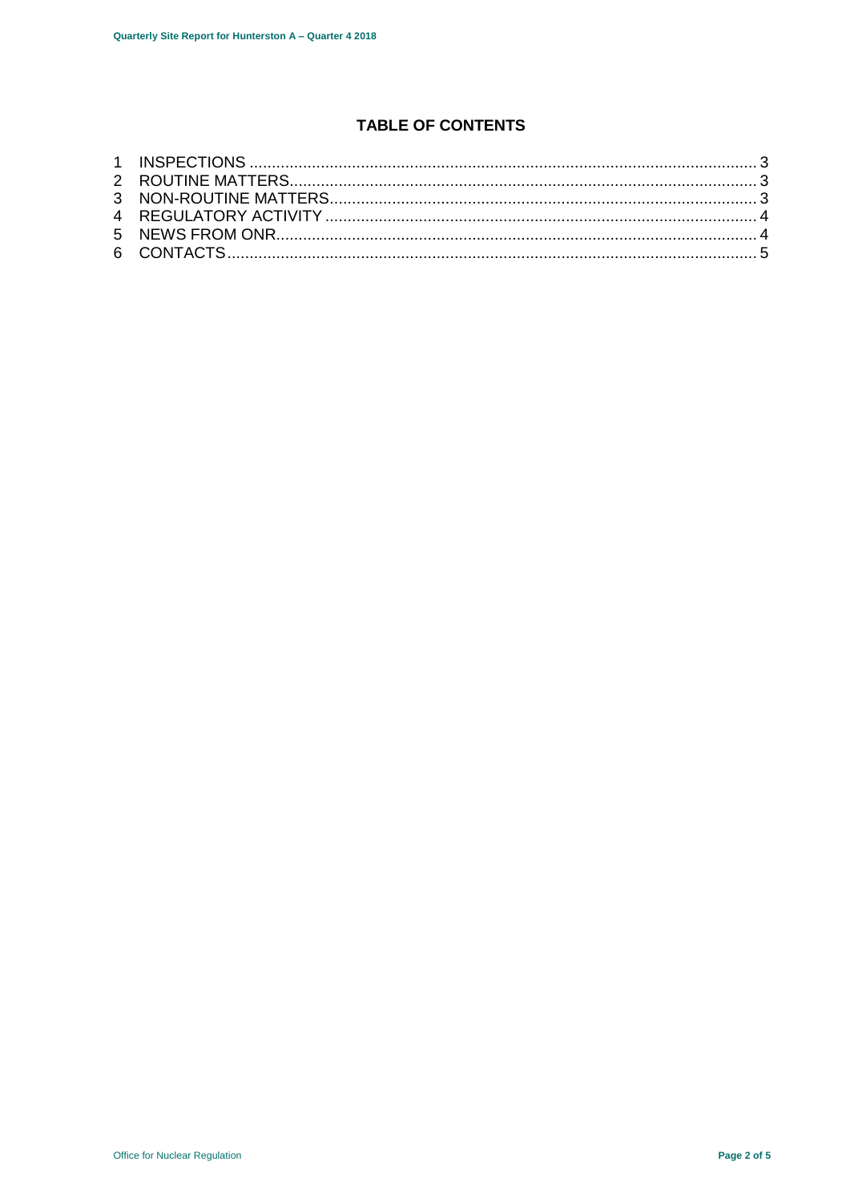## TABLE OF CONTENTS

1 INSPECTIONS ........................................................................................................ 3
2 ROUTINE MATTERS................................................................................................ 3
3 NON-ROUTINE MATTERS....................................................................................... 3
4 REGULATORY ACTIVITY ........................................................................................ 4
5 NEWS FROM ONR.................................................................................................. 4
6 CONTACTS............................................................................................................. 5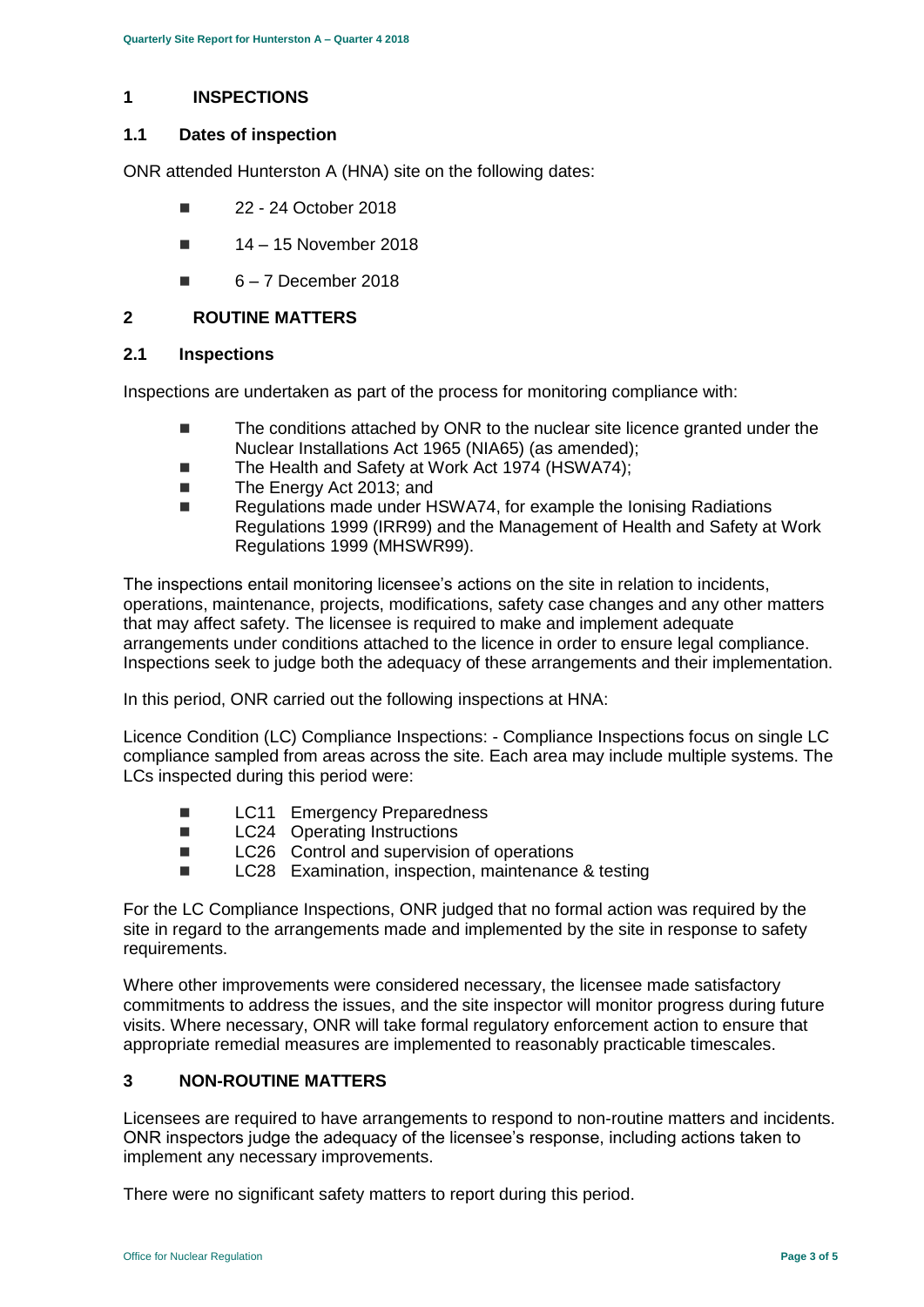## 1 INSPECTIONS

### 1.1 Dates of inspection

ONR attended Hunterston A (HNA) site on the following dates:

- 22 - 24 October 2018
- 14 – 15 November 2018
- 6 – 7 December 2018

## 2 ROUTINE MATTERS

### 2.1 Inspections

Inspections are undertaken as part of the process for monitoring compliance with:

- The conditions attached by ONR to the nuclear site licence granted under the Nuclear Installations Act 1965 (NIA65) (as amended);
- The Health and Safety at Work Act 1974 (HSWA74);
- The Energy Act 2013; and
- Regulations made under HSWA74, for example the Ionising Radiations Regulations 1999 (IRR99) and the Management of Health and Safety at Work Regulations 1999 (MHSWR99).

The inspections entail monitoring licensee's actions on the site in relation to incidents, operations, maintenance, projects, modifications, safety case changes and any other matters that may affect safety. The licensee is required to make and implement adequate arrangements under conditions attached to the licence in order to ensure legal compliance. Inspections seek to judge both the adequacy of these arrangements and their implementation.

In this period, ONR carried out the following inspections at HNA:

Licence Condition (LC) Compliance Inspections: - Compliance Inspections focus on single LC compliance sampled from areas across the site. Each area may include multiple systems. The LCs inspected during this period were:

- LC11 Emergency Preparedness
- LC24 Operating Instructions
- LC26 Control and supervision of operations
- LC28 Examination, inspection, maintenance & testing

For the LC Compliance Inspections, ONR judged that no formal action was required by the site in regard to the arrangements made and implemented by the site in response to safety requirements.

Where other improvements were considered necessary, the licensee made satisfactory commitments to address the issues, and the site inspector will monitor progress during future visits. Where necessary, ONR will take formal regulatory enforcement action to ensure that appropriate remedial measures are implemented to reasonably practicable timescales.

## 3 NON-ROUTINE MATTERS

Licensees are required to have arrangements to respond to non-routine matters and incidents. ONR inspectors judge the adequacy of the licensee's response, including actions taken to implement any necessary improvements.

There were no significant safety matters to report during this period.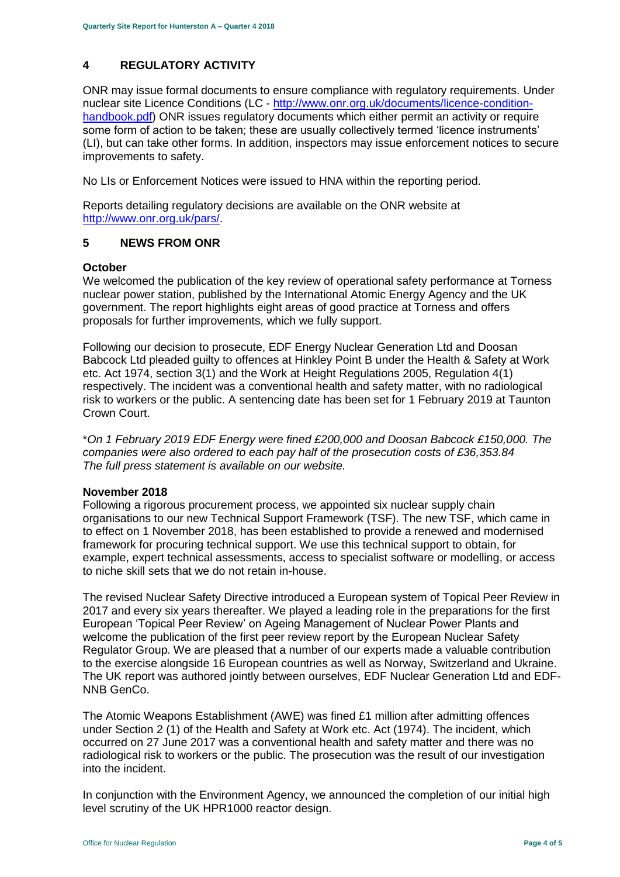## 4 REGULATORY ACTIVITY

ONR may issue formal documents to ensure compliance with regulatory requirements. Under nuclear site Licence Conditions (LC - [http://www.onr.org.uk/documents/licence-condition-handbook.pdf](http://www.onr.org.uk/documents/licence-condition-handbook.pdf)) ONR issues regulatory documents which either permit an activity or require some form of action to be taken; these are usually collectively termed 'licence instruments' (LI), but can take other forms. In addition, inspectors may issue enforcement notices to secure improvements to safety.

No LIs or Enforcement Notices were issued to HNA within the reporting period.

Reports detailing regulatory decisions are available on the ONR website at [http://www.onr.org.uk/pars/](http://www.onr.org.uk/pars/).

## 5 NEWS FROM ONR

### October

We welcomed the publication of the key review of operational safety performance at Torness nuclear power station, published by the International Atomic Energy Agency and the UK government. The report highlights eight areas of good practice at Torness and offers proposals for further improvements, which we fully support.

Following our decision to prosecute, EDF Energy Nuclear Generation Ltd and Doosan Babcock Ltd pleaded guilty to offences at Hinkley Point B under the Health & Safety at Work etc. Act 1974, section 3(1) and the Work at Height Regulations 2005, Regulation 4(1) respectively. The incident was a conventional health and safety matter, with no radiological risk to workers or the public. A sentencing date has been set for 1 February 2019 at Taunton Crown Court.

*\*On 1 February 2019 EDF Energy were fined £200,000 and Doosan Babcock £150,000. The companies were also ordered to each pay half of the prosecution costs of £36,353.84 The full press statement is available on our website.*

### November 2018

Following a rigorous procurement process, we appointed six nuclear supply chain organisations to our new Technical Support Framework (TSF). The new TSF, which came in to effect on 1 November 2018, has been established to provide a renewed and modernised framework for procuring technical support. We use this technical support to obtain, for example, expert technical assessments, access to specialist software or modelling, or access to niche skill sets that we do not retain in-house.

The revised Nuclear Safety Directive introduced a European system of Topical Peer Review in 2017 and every six years thereafter. We played a leading role in the preparations for the first European 'Topical Peer Review' on Ageing Management of Nuclear Power Plants and welcome the publication of the first peer review report by the European Nuclear Safety Regulator Group. We are pleased that a number of our experts made a valuable contribution to the exercise alongside 16 European countries as well as Norway, Switzerland and Ukraine. The UK report was authored jointly between ourselves, EDF Nuclear Generation Ltd and EDF-NNB GenCo.

The Atomic Weapons Establishment (AWE) was fined £1 million after admitting offences under Section 2 (1) of the Health and Safety at Work etc. Act (1974). The incident, which occurred on 27 June 2017 was a conventional health and safety matter and there was no radiological risk to workers or the public. The prosecution was the result of our investigation into the incident.

In conjunction with the Environment Agency, we announced the completion of our initial high level scrutiny of the UK HPR1000 reactor design.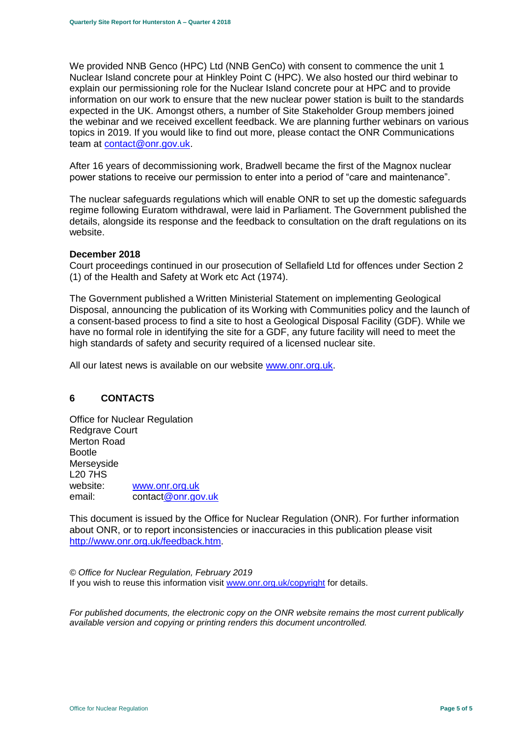We provided NNB Genco (HPC) Ltd (NNB GenCo) with consent to commence the unit 1 Nuclear Island concrete pour at Hinkley Point C (HPC). We also hosted our third webinar to explain our permissioning role for the Nuclear Island concrete pour at HPC and to provide information on our work to ensure that the new nuclear power station is built to the standards expected in the UK. Amongst others, a number of Site Stakeholder Group members joined the webinar and we received excellent feedback. We are planning further webinars on various topics in 2019. If you would like to find out more, please contact the ONR Communications team at contact@onr.gov.uk.

After 16 years of decommissioning work, Bradwell became the first of the Magnox nuclear power stations to receive our permission to enter into a period of "care and maintenance".

The nuclear safeguards regulations which will enable ONR to set up the domestic safeguards regime following Euratom withdrawal, were laid in Parliament. The Government published the details, alongside its response and the feedback to consultation on the draft regulations on its website.

**December 2018**

Court proceedings continued in our prosecution of Sellafield Ltd for offences under Section 2 (1) of the Health and Safety at Work etc Act (1974).

The Government published a Written Ministerial Statement on implementing Geological Disposal, announcing the publication of its Working with Communities policy and the launch of a consent-based process to find a site to host a Geological Disposal Facility (GDF). While we have no formal role in identifying the site for a GDF, any future facility will need to meet the high standards of safety and security required of a licensed nuclear site.

All our latest news is available on our website www.onr.org.uk.

## 6 CONTACTS

Office for Nuclear Regulation
Redgrave Court
Merton Road
Bootle
Merseyside
L20 7HS
website: www.onr.org.uk
email: contact@onr.gov.uk

This document is issued by the Office for Nuclear Regulation (ONR). For further information about ONR, or to report inconsistencies or inaccuracies in this publication please visit http://www.onr.org.uk/feedback.htm.

*© Office for Nuclear Regulation, February 2019*
If you wish to reuse this information visit www.onr.org.uk/copyright for details.

*For published documents, the electronic copy on the ONR website remains the most current publically available version and copying or printing renders this document uncontrolled.*